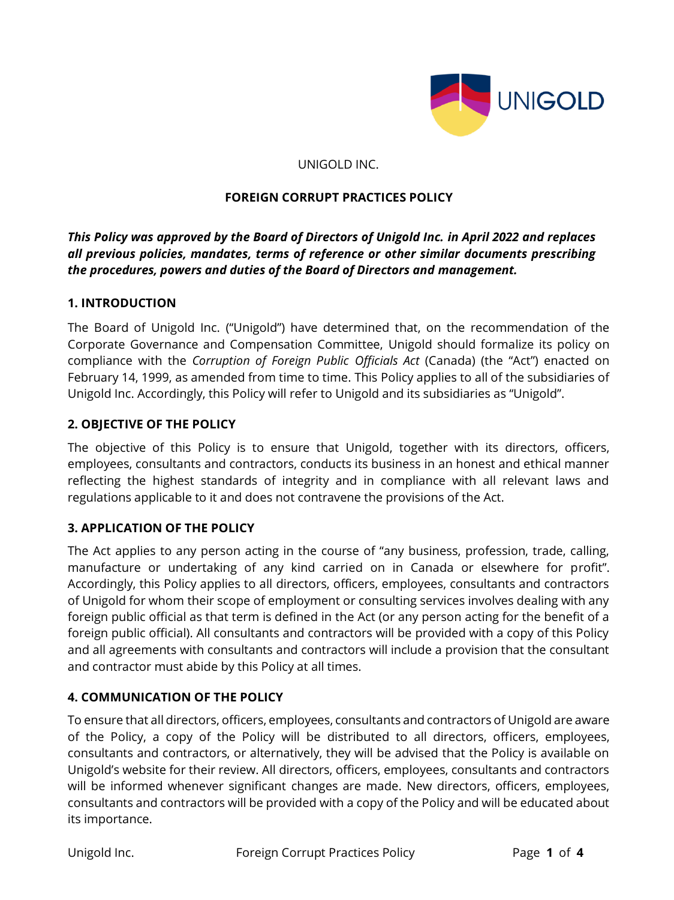UNIGOLD INC.

# FOREIGN CORRUPT PRACTICES POLICY

***This Policy was approved by the Board of Directors of Unigold Inc. in April 2022 and replaces all previous policies, mandates, terms of reference or other similar documents prescribing the procedures, powers and duties of the Board of Directors and management.***

## 1. INTRODUCTION

The Board of Unigold Inc. ("Unigold") have determined that, on the recommendation of the Corporate Governance and Compensation Committee, Unigold should formalize its policy on compliance with the *Corruption of Foreign Public Officials Act* (Canada) (the "Act") enacted on February 14, 1999, as amended from time to time. This Policy applies to all of the subsidiaries of Unigold Inc. Accordingly, this Policy will refer to Unigold and its subsidiaries as "Unigold".

## 2. OBJECTIVE OF THE POLICY

The objective of this Policy is to ensure that Unigold, together with its directors, officers, employees, consultants and contractors, conducts its business in an honest and ethical manner reflecting the highest standards of integrity and in compliance with all relevant laws and regulations applicable to it and does not contravene the provisions of the Act.

## 3. APPLICATION OF THE POLICY

The Act applies to any person acting in the course of "any business, profession, trade, calling, manufacture or undertaking of any kind carried on in Canada or elsewhere for profit". Accordingly, this Policy applies to all directors, officers, employees, consultants and contractors of Unigold for whom their scope of employment or consulting services involves dealing with any foreign public official as that term is defined in the Act (or any person acting for the benefit of a foreign public official). All consultants and contractors will be provided with a copy of this Policy and all agreements with consultants and contractors will include a provision that the consultant and contractor must abide by this Policy at all times.

## 4. COMMUNICATION OF THE POLICY

To ensure that all directors, officers, employees, consultants and contractors of Unigold are aware of the Policy, a copy of the Policy will be distributed to all directors, officers, employees, consultants and contractors, or alternatively, they will be advised that the Policy is available on Unigold's website for their review. All directors, officers, employees, consultants and contractors will be informed whenever significant changes are made. New directors, officers, employees, consultants and contractors will be provided with a copy of the Policy and will be educated about its importance.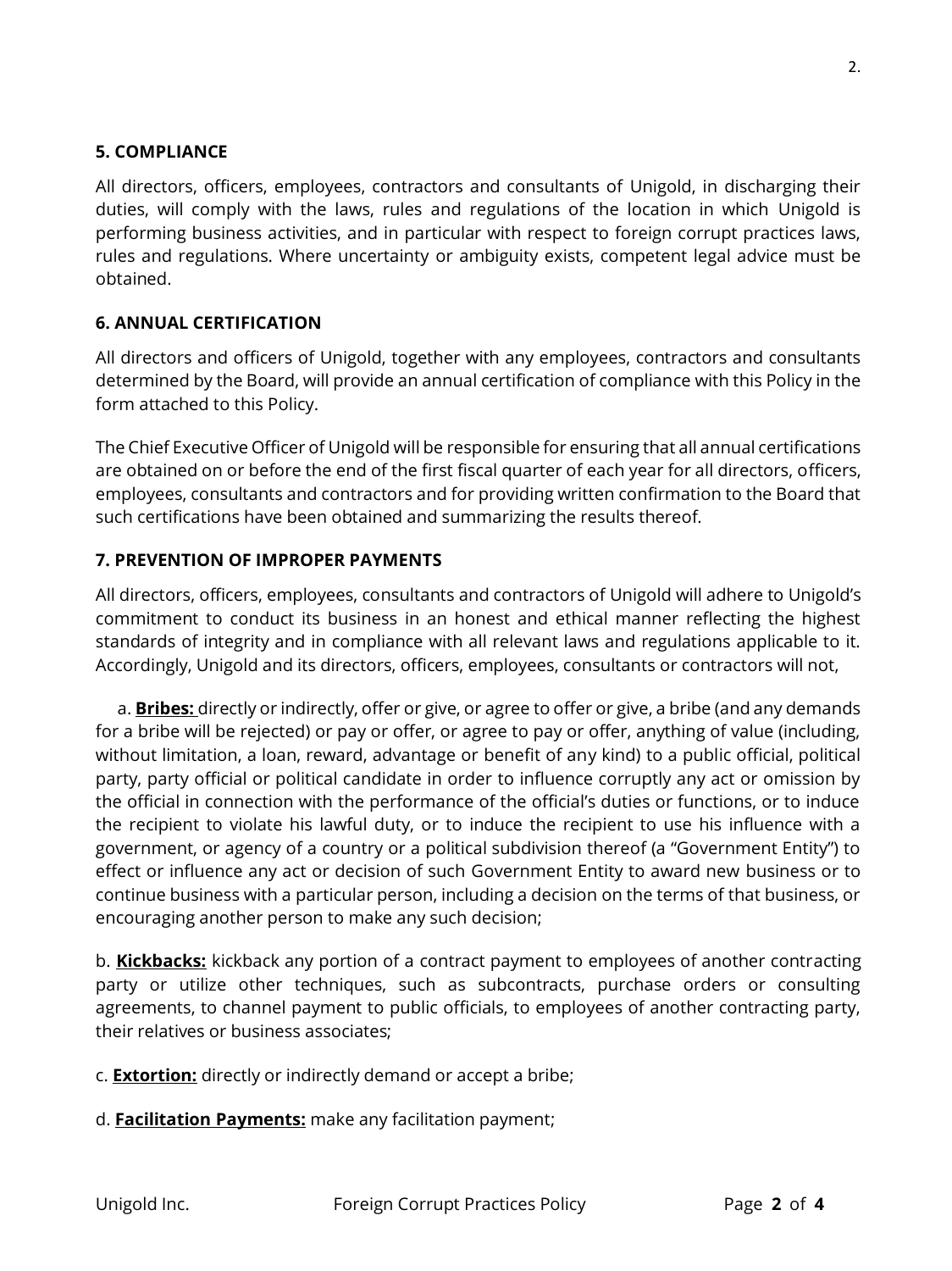### 5. COMPLIANCE

All directors, officers, employees, contractors and consultants of Unigold, in discharging their duties, will comply with the laws, rules and regulations of the location in which Unigold is performing business activities, and in particular with respect to foreign corrupt practices laws, rules and regulations. Where uncertainty or ambiguity exists, competent legal advice must be obtained.

### 6. ANNUAL CERTIFICATION

All directors and officers of Unigold, together with any employees, contractors and consultants determined by the Board, will provide an annual certification of compliance with this Policy in the form attached to this Policy.

The Chief Executive Officer of Unigold will be responsible for ensuring that all annual certifications are obtained on or before the end of the first fiscal quarter of each year for all directors, officers, employees, consultants and contractors and for providing written confirmation to the Board that such certifications have been obtained and summarizing the results thereof.

### 7. PREVENTION OF IMPROPER PAYMENTS

All directors, officers, employees, consultants and contractors of Unigold will adhere to Unigold's commitment to conduct its business in an honest and ethical manner reflecting the highest standards of integrity and in compliance with all relevant laws and regulations applicable to it. Accordingly, Unigold and its directors, officers, employees, consultants or contractors will not,

a. **<u>Bribes:</u>** directly or indirectly, offer or give, or agree to offer or give, a bribe (and any demands for a bribe will be rejected) or pay or offer, or agree to pay or offer, anything of value (including, without limitation, a loan, reward, advantage or benefit of any kind) to a public official, political party, party official or political candidate in order to influence corruptly any act or omission by the official in connection with the performance of the official's duties or functions, or to induce the recipient to violate his lawful duty, or to induce the recipient to use his influence with a government, or agency of a country or a political subdivision thereof (a "Government Entity") to effect or influence any act or decision of such Government Entity to award new business or to continue business with a particular person, including a decision on the terms of that business, or encouraging another person to make any such decision;

b. **<u>Kickbacks:</u>** kickback any portion of a contract payment to employees of another contracting party or utilize other techniques, such as subcontracts, purchase orders or consulting agreements, to channel payment to public officials, to employees of another contracting party, their relatives or business associates;

c. **<u>Extortion:</u>** directly or indirectly demand or accept a bribe;

d. **<u>Facilitation Payments:</u>** make any facilitation payment;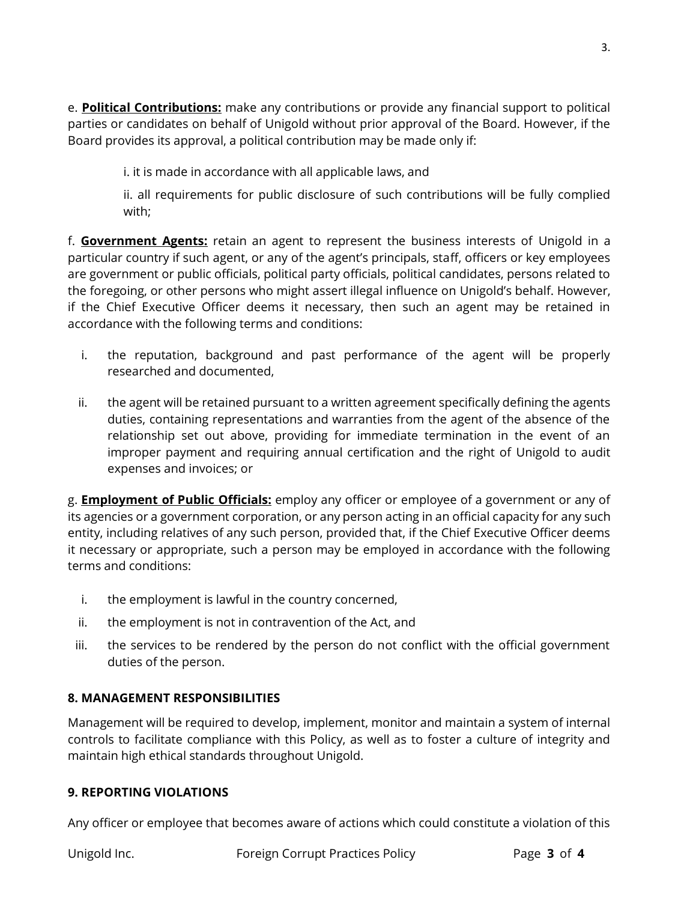e. **<u>Political Contributions:</u>** make any contributions or provide any financial support to political parties or candidates on behalf of Unigold without prior approval of the Board. However, if the Board provides its approval, a political contribution may be made only if:

> i. it is made in accordance with all applicable laws, and
>
> ii. all requirements for public disclosure of such contributions will be fully complied with;

f. **<u>Government Agents:</u>** retain an agent to represent the business interests of Unigold in a particular country if such agent, or any of the agent's principals, staff, officers or key employees are government or public officials, political party officials, political candidates, persons related to the foregoing, or other persons who might assert illegal influence on Unigold's behalf. However, if the Chief Executive Officer deems it necessary, then such an agent may be retained in accordance with the following terms and conditions:

i. the reputation, background and past performance of the agent will be properly researched and documented,

ii. the agent will be retained pursuant to a written agreement specifically defining the agents duties, containing representations and warranties from the agent of the absence of the relationship set out above, providing for immediate termination in the event of an improper payment and requiring annual certification and the right of Unigold to audit expenses and invoices; or

g. **<u>Employment of Public Officials:</u>** employ any officer or employee of a government or any of its agencies or a government corporation, or any person acting in an official capacity for any such entity, including relatives of any such person, provided that, if the Chief Executive Officer deems it necessary or appropriate, such a person may be employed in accordance with the following terms and conditions:

i. the employment is lawful in the country concerned,

ii. the employment is not in contravention of the Act, and

iii. the services to be rendered by the person do not conflict with the official government duties of the person.

**8. MANAGEMENT RESPONSIBILITIES**

Management will be required to develop, implement, monitor and maintain a system of internal controls to facilitate compliance with this Policy, as well as to foster a culture of integrity and maintain high ethical standards throughout Unigold.

**9. REPORTING VIOLATIONS**

Any officer or employee that becomes aware of actions which could constitute a violation of this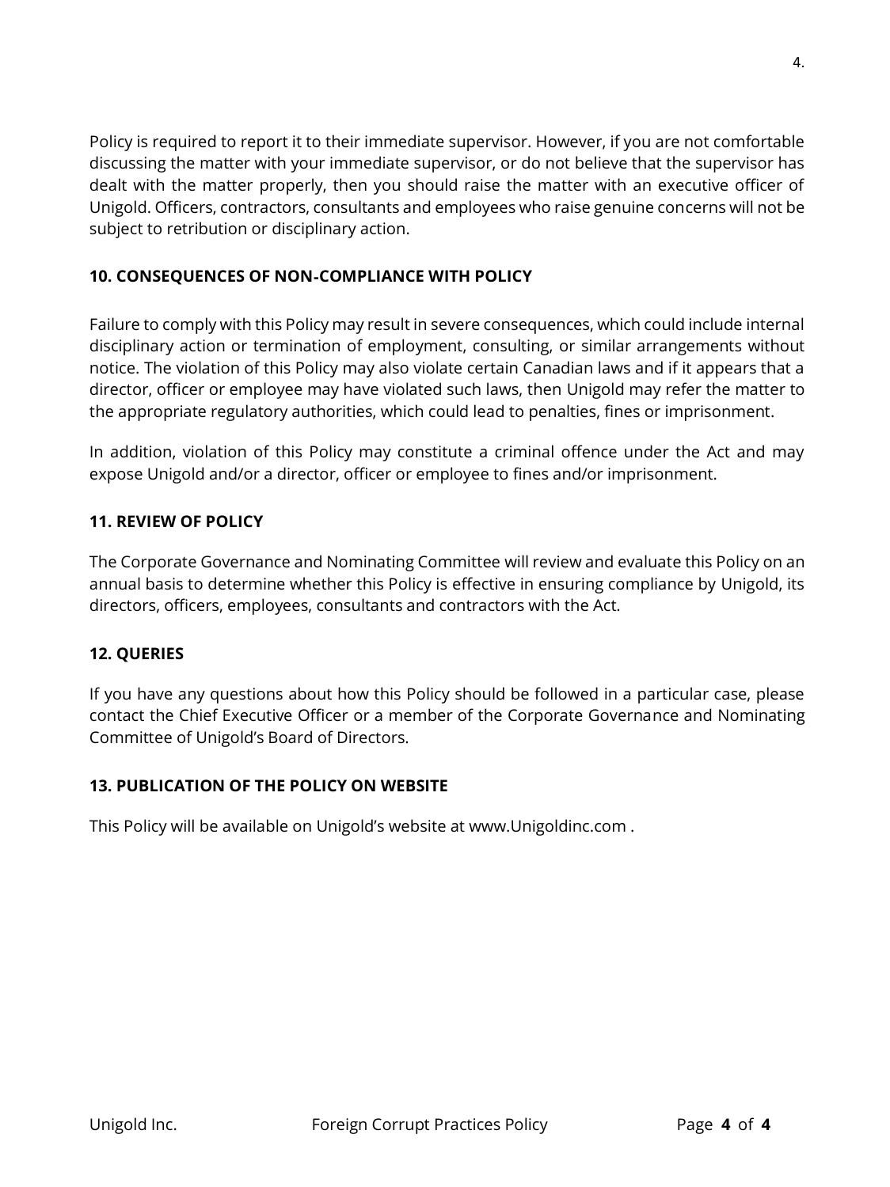Policy is required to report it to their immediate supervisor. However, if you are not comfortable discussing the matter with your immediate supervisor, or do not believe that the supervisor has dealt with the matter properly, then you should raise the matter with an executive officer of Unigold. Officers, contractors, consultants and employees who raise genuine concerns will not be subject to retribution or disciplinary action.

## 10. CONSEQUENCES OF NON-COMPLIANCE WITH POLICY

Failure to comply with this Policy may result in severe consequences, which could include internal disciplinary action or termination of employment, consulting, or similar arrangements without notice. The violation of this Policy may also violate certain Canadian laws and if it appears that a director, officer or employee may have violated such laws, then Unigold may refer the matter to the appropriate regulatory authorities, which could lead to penalties, fines or imprisonment.

In addition, violation of this Policy may constitute a criminal offence under the Act and may expose Unigold and/or a director, officer or employee to fines and/or imprisonment.

## 11. REVIEW OF POLICY

The Corporate Governance and Nominating Committee will review and evaluate this Policy on an annual basis to determine whether this Policy is effective in ensuring compliance by Unigold, its directors, officers, employees, consultants and contractors with the Act.

## 12. QUERIES

If you have any questions about how this Policy should be followed in a particular case, please contact the Chief Executive Officer or a member of the Corporate Governance and Nominating Committee of Unigold's Board of Directors.

## 13. PUBLICATION OF THE POLICY ON WEBSITE

This Policy will be available on Unigold's website at www.Unigoldinc.com .